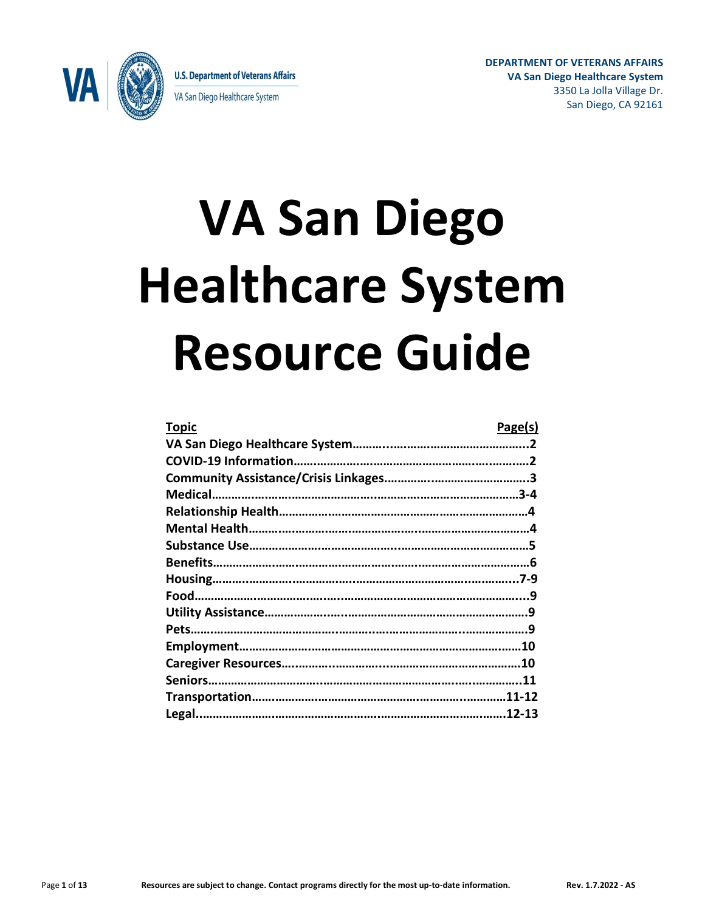U.S. Department of Veterans Affairs

VA San Diego Healthcare System

**DEPARTMENT OF VETERANS AFFAIRS**
**VA San Diego Healthcare System**
3350 La Jolla Village Dr.
San Diego, CA 92161

# VA San Diego Healthcare System Resource Guide

| Topic | Page(s) |
|---|---|
| VA San Diego Healthcare System | 2 |
| COVID-19 Information | 2 |
| Community Assistance/Crisis Linkages | 3 |
| Medical | 3-4 |
| Relationship Health | 4 |
| Mental Health | 4 |
| Substance Use | 5 |
| Benefits | 6 |
| Housing | 7-9 |
| Food | 9 |
| Utility Assistance | 9 |
| Pets | 9 |
| Employment | 10 |
| Caregiver Resources | 10 |
| Seniors | 11 |
| Transportation | 11-12 |
| Legal | 12-13 |

**Resources are subject to change. Contact programs directly for the most up-to-date information.**

**Rev. 1.7.2022 - AS**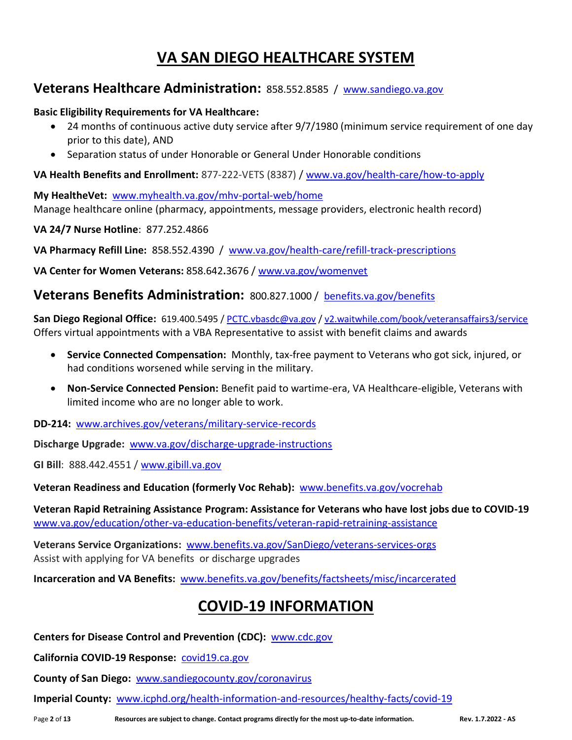# VA SAN DIEGO HEALTHCARE SYSTEM

## Veterans Healthcare Administration: 858.552.8585 / www.sandiego.va.gov

**Basic Eligibility Requirements for VA Healthcare:**

- 24 months of continuous active duty service after 9/7/1980 (minimum service requirement of one day prior to this date), AND
- Separation status of under Honorable or General Under Honorable conditions

**VA Health Benefits and Enrollment:** 877-222-VETS (8387) / www.va.gov/health-care/how-to-apply

**My HealtheVet:** www.myhealth.va.gov/mhv-portal-web/home
Manage healthcare online (pharmacy, appointments, message providers, electronic health record)

**VA 24/7 Nurse Hotline**: 877.252.4866

**VA Pharmacy Refill Line:** 858.552.4390 / www.va.gov/health-care/refill-track-prescriptions

**VA Center for Women Veterans:** 858.642.3676 / www.va.gov/womenvet

## Veterans Benefits Administration: 800.827.1000 / benefits.va.gov/benefits

**San Diego Regional Office:** 619.400.5495 / PCTC.vbasdc@va.gov / v2.waitwhile.com/book/veteransaffairs3/service
Offers virtual appointments with a VBA Representative to assist with benefit claims and awards

- **Service Connected Compensation:** Monthly, tax-free payment to Veterans who got sick, injured, or had conditions worsened while serving in the military.
- **Non-Service Connected Pension:** Benefit paid to wartime-era, VA Healthcare-eligible, Veterans with limited income who are no longer able to work.

**DD-214:** www.archives.gov/veterans/military-service-records

**Discharge Upgrade:** www.va.gov/discharge-upgrade-instructions

**GI Bill**: 888.442.4551 / www.gibill.va.gov

**Veteran Readiness and Education (formerly Voc Rehab):** www.benefits.va.gov/vocrehab

**Veteran Rapid Retraining Assistance Program: Assistance for Veterans who have lost jobs due to COVID-19**
www.va.gov/education/other-va-education-benefits/veteran-rapid-retraining-assistance

**Veterans Service Organizations:** www.benefits.va.gov/SanDiego/veterans-services-orgs
Assist with applying for VA benefits or discharge upgrades

**Incarceration and VA Benefits:** www.benefits.va.gov/benefits/factsheets/misc/incarcerated

# COVID-19 INFORMATION

**Centers for Disease Control and Prevention (CDC):** www.cdc.gov

**California COVID-19 Response:** covid19.ca.gov

**County of San Diego:** www.sandiegocounty.gov/coronavirus

**Imperial County:** www.icphd.org/health-information-and-resources/healthy-facts/covid-19

Resources are subject to change. Contact programs directly for the most up-to-date information.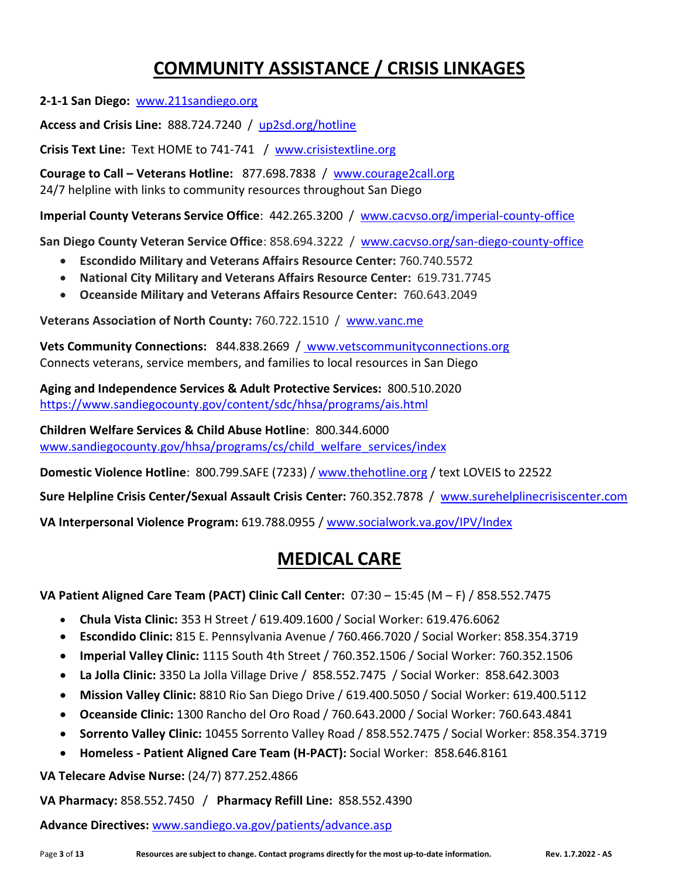# COMMUNITY ASSISTANCE / CRISIS LINKAGES

**2-1-1 San Diego:** www.211sandiego.org

**Access and Crisis Line:** 888.724.7240 / up2sd.org/hotline

**Crisis Text Line:** Text HOME to 741-741 / www.crisistextline.org

**Courage to Call – Veterans Hotline:** 877.698.7838 / www.courage2call.org
24/7 helpline with links to community resources throughout San Diego

**Imperial County Veterans Service Office**: 442.265.3200 / www.cacvso.org/imperial-county-office

**San Diego County Veteran Service Office**: 858.694.3222 / www.cacvso.org/san-diego-county-office

- **Escondido Military and Veterans Affairs Resource Center:** 760.740.5572
- **National City Military and Veterans Affairs Resource Center:** 619.731.7745
- **Oceanside Military and Veterans Affairs Resource Center:** 760.643.2049

**Veterans Association of North County:** 760.722.1510 / www.vanc.me

**Vets Community Connections:** 844.838.2669 / www.vetscommunityconnections.org
Connects veterans, service members, and families to local resources in San Diego

**Aging and Independence Services & Adult Protective Services:** 800.510.2020
https://www.sandiegocounty.gov/content/sdc/hhsa/programs/ais.html

**Children Welfare Services & Child Abuse Hotline**: 800.344.6000
www.sandiegocounty.gov/hhsa/programs/cs/child_welfare_services/index

**Domestic Violence Hotline**: 800.799.SAFE (7233) / www.thehotline.org / text LOVEIS to 22522

**Sure Helpline Crisis Center/Sexual Assault Crisis Center:** 760.352.7878 / www.surehelplinecrisiscenter.com

**VA Interpersonal Violence Program:** 619.788.0955 / www.socialwork.va.gov/IPV/Index

# MEDICAL CARE

**VA Patient Aligned Care Team (PACT) Clinic Call Center:** 07:30 – 15:45 (M – F) / 858.552.7475

- **Chula Vista Clinic:** 353 H Street / 619.409.1600 / Social Worker: 619.476.6062
- **Escondido Clinic:** 815 E. Pennsylvania Avenue / 760.466.7020 / Social Worker: 858.354.3719
- **Imperial Valley Clinic:** 1115 South 4th Street / 760.352.1506 / Social Worker: 760.352.1506
- **La Jolla Clinic:** 3350 La Jolla Village Drive / 858.552.7475 / Social Worker: 858.642.3003
- **Mission Valley Clinic:** 8810 Rio San Diego Drive / 619.400.5050 / Social Worker: 619.400.5112
- **Oceanside Clinic:** 1300 Rancho del Oro Road / 760.643.2000 / Social Worker: 760.643.4841
- **Sorrento Valley Clinic:** 10455 Sorrento Valley Road / 858.552.7475 / Social Worker: 858.354.3719
- **Homeless - Patient Aligned Care Team (H-PACT):** Social Worker: 858.646.8161

**VA Telecare Advise Nurse:** (24/7) 877.252.4866

**VA Pharmacy:** 858.552.7450 / **Pharmacy Refill Line:** 858.552.4390

**Advance Directives:** www.sandiego.va.gov/patients/advance.asp

Resources are subject to change. Contact programs directly for the most up-to-date information. Rev. 1.7.2022 - AS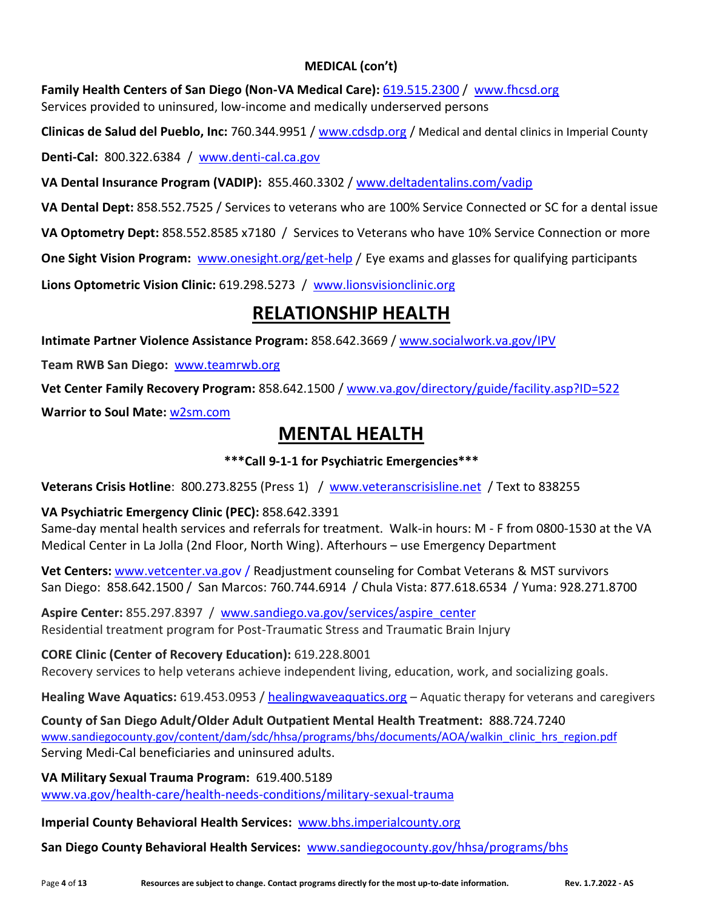**MEDICAL (con't)**

**Family Health Centers of San Diego (Non-VA Medical Care):** 619.515.2300 / www.fhcsd.org
Services provided to uninsured, low-income and medically underserved persons

**Clinicas de Salud del Pueblo, Inc:** 760.344.9951 / www.cdsdp.org / Medical and dental clinics in Imperial County

**Denti-Cal:** 800.322.6384 / www.denti-cal.ca.gov

**VA Dental Insurance Program (VADIP):** 855.460.3302 / www.deltadentalins.com/vadip

**VA Dental Dept:** 858.552.7525 / Services to veterans who are 100% Service Connected or SC for a dental issue

**VA Optometry Dept:** 858.552.8585 x7180 / Services to Veterans who have 10% Service Connection or more

**One Sight Vision Program:** www.onesight.org/get-help / Eye exams and glasses for qualifying participants

**Lions Optometric Vision Clinic:** 619.298.5273 / www.lionsvisionclinic.org

# RELATIONSHIP HEALTH

**Intimate Partner Violence Assistance Program:** 858.642.3669 / www.socialwork.va.gov/IPV

**Team RWB San Diego:** www.teamrwb.org

**Vet Center Family Recovery Program:** 858.642.1500 / www.va.gov/directory/guide/facility.asp?ID=522

**Warrior to Soul Mate:** w2sm.com

# MENTAL HEALTH

**\*\*\*Call 9-1-1 for Psychiatric Emergencies\*\*\***

**Veterans Crisis Hotline**: 800.273.8255 (Press 1) / www.veteranscrisisline.net / Text to 838255

**VA Psychiatric Emergency Clinic (PEC):** 858.642.3391
Same-day mental health services and referrals for treatment. Walk-in hours: M - F from 0800-1530 at the VA Medical Center in La Jolla (2nd Floor, North Wing). Afterhours – use Emergency Department

**Vet Centers:** www.vetcenter.va.gov / Readjustment counseling for Combat Veterans & MST survivors
San Diego: 858.642.1500 / San Marcos: 760.744.6914 / Chula Vista: 877.618.6534 / Yuma: 928.271.8700

**Aspire Center:** 855.297.8397 / www.sandiego.va.gov/services/aspire_center
Residential treatment program for Post-Traumatic Stress and Traumatic Brain Injury

**CORE Clinic (Center of Recovery Education):** 619.228.8001
Recovery services to help veterans achieve independent living, education, work, and socializing goals.

**Healing Wave Aquatics:** 619.453.0953 / healingwaveaquatics.org – Aquatic therapy for veterans and caregivers

**County of San Diego Adult/Older Adult Outpatient Mental Health Treatment:** 888.724.7240
www.sandiegocounty.gov/content/dam/sdc/hhsa/programs/bhs/documents/AOA/walkin_clinic_hrs_region.pdf
Serving Medi-Cal beneficiaries and uninsured adults.

**VA Military Sexual Trauma Program:** 619.400.5189
www.va.gov/health-care/health-needs-conditions/military-sexual-trauma

**Imperial County Behavioral Health Services:** www.bhs.imperialcounty.org

**San Diego County Behavioral Health Services:** www.sandiegocounty.gov/hhsa/programs/bhs

Resources are subject to change. Contact programs directly for the most up-to-date information. Rev. 1.7.2022 - AS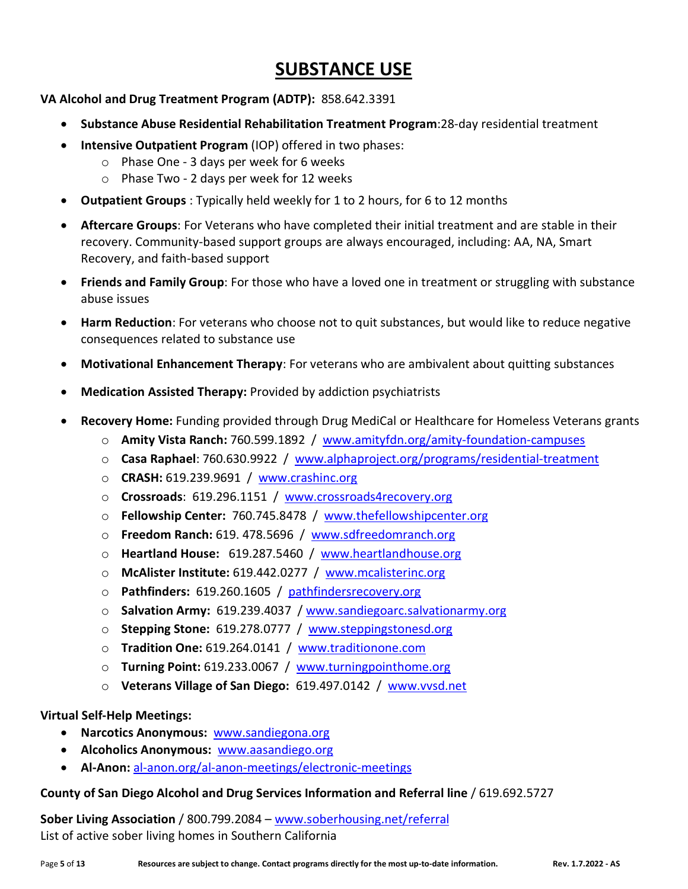# SUBSTANCE USE

**VA Alcohol and Drug Treatment Program (ADTP):** 858.642.3391

- **Substance Abuse Residential Rehabilitation Treatment Program**:28-day residential treatment
- **Intensive Outpatient Program** (IOP) offered in two phases:
  - Phase One - 3 days per week for 6 weeks
  - Phase Two - 2 days per week for 12 weeks
- **Outpatient Groups** : Typically held weekly for 1 to 2 hours, for 6 to 12 months
- **Aftercare Groups**: For Veterans who have completed their initial treatment and are stable in their recovery. Community-based support groups are always encouraged, including: AA, NA, Smart Recovery, and faith-based support
- **Friends and Family Group**: For those who have a loved one in treatment or struggling with substance abuse issues
- **Harm Reduction**: For veterans who choose not to quit substances, but would like to reduce negative consequences related to substance use
- **Motivational Enhancement Therapy**: For veterans who are ambivalent about quitting substances
- **Medication Assisted Therapy:** Provided by addiction psychiatrists
- **Recovery Home:** Funding provided through Drug MediCal or Healthcare for Homeless Veterans grants
  - **Amity Vista Ranch:** 760.599.1892 / www.amityfdn.org/amity-foundation-campuses
  - **Casa Raphael**: 760.630.9922 / www.alphaproject.org/programs/residential-treatment
  - **CRASH:** 619.239.9691 / www.crashinc.org
  - **Crossroads**: 619.296.1151 / www.crossroads4recovery.org
  - **Fellowship Center:** 760.745.8478 / www.thefellowshipcenter.org
  - **Freedom Ranch:** 619. 478.5696 / www.sdfreedomranch.org
  - **Heartland House:** 619.287.5460 / www.heartlandhouse.org
  - **McAlister Institute:** 619.442.0277 / www.mcalisterinc.org
  - **Pathfinders:** 619.260.1605 / pathfindersrecovery.org
  - **Salvation Army:** 619.239.4037 / www.sandiegoarc.salvationarmy.org
  - **Stepping Stone:** 619.278.0777 / www.steppingstonesd.org
  - **Tradition One:** 619.264.0141 / www.traditionone.com
  - **Turning Point:** 619.233.0067 / www.turningpointhome.org
  - **Veterans Village of San Diego:** 619.497.0142 / www.vvsd.net

**Virtual Self-Help Meetings:**

- **Narcotics Anonymous:** www.sandiegona.org
- **Alcoholics Anonymous:** www.aasandiego.org
- **Al-Anon:** al-anon.org/al-anon-meetings/electronic-meetings

**County of San Diego Alcohol and Drug Services Information and Referral line** / 619.692.5727

**Sober Living Association** / 800.799.2084 – www.soberhousing.net/referral
List of active sober living homes in Southern California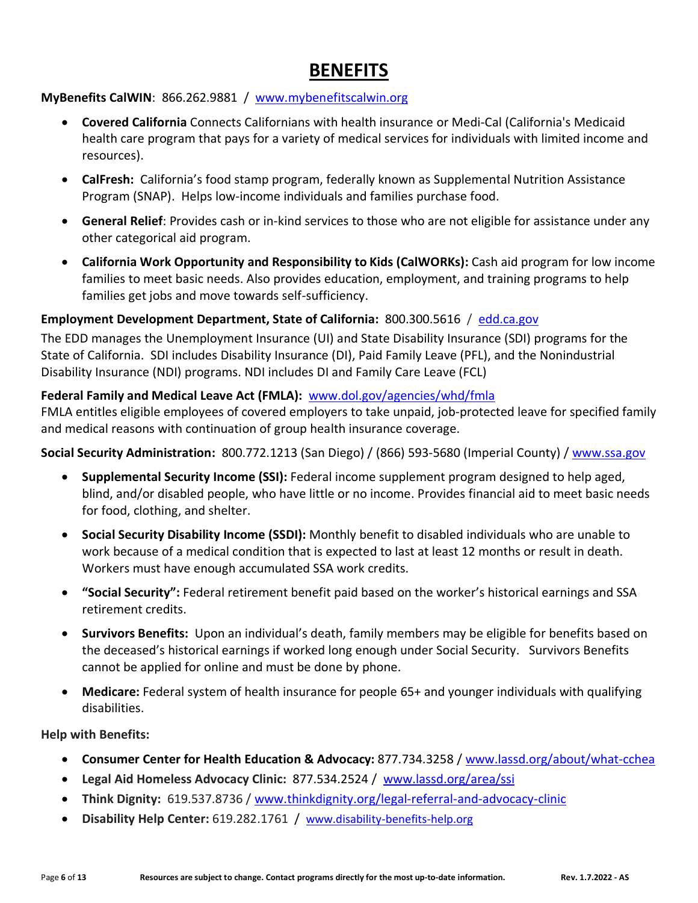# BENEFITS

**MyBenefits CalWIN**: 866.262.9881 / www.mybenefitscalwin.org

- **Covered California** Connects Californians with health insurance or Medi-Cal (California's Medicaid health care program that pays for a variety of medical services for individuals with limited income and resources).
- **CalFresh:** California's food stamp program, federally known as Supplemental Nutrition Assistance Program (SNAP). Helps low-income individuals and families purchase food.
- **General Relief**: Provides cash or in-kind services to those who are not eligible for assistance under any other categorical aid program.
- **California Work Opportunity and Responsibility to Kids (CalWORKs):** Cash aid program for low income families to meet basic needs. Also provides education, employment, and training programs to help families get jobs and move towards self-sufficiency.

**Employment Development Department, State of California:** 800.300.5616 / edd.ca.gov

The EDD manages the Unemployment Insurance (UI) and State Disability Insurance (SDI) programs for the State of California. SDI includes Disability Insurance (DI), Paid Family Leave (PFL), and the Nonindustrial Disability Insurance (NDI) programs. NDI includes DI and Family Care Leave (FCL)

**Federal Family and Medical Leave Act (FMLA):** www.dol.gov/agencies/whd/fmla

FMLA entitles eligible employees of covered employers to take unpaid, job-protected leave for specified family and medical reasons with continuation of group health insurance coverage.

**Social Security Administration:** 800.772.1213 (San Diego) / (866) 593-5680 (Imperial County) / www.ssa.gov

- **Supplemental Security Income (SSI):** Federal income supplement program designed to help aged, blind, and/or disabled people, who have little or no income. Provides financial aid to meet basic needs for food, clothing, and shelter.
- **Social Security Disability Income (SSDI):** Monthly benefit to disabled individuals who are unable to work because of a medical condition that is expected to last at least 12 months or result in death. Workers must have enough accumulated SSA work credits.
- **"Social Security":** Federal retirement benefit paid based on the worker's historical earnings and SSA retirement credits.
- **Survivors Benefits:** Upon an individual's death, family members may be eligible for benefits based on the deceased's historical earnings if worked long enough under Social Security. Survivors Benefits cannot be applied for online and must be done by phone.
- **Medicare:** Federal system of health insurance for people 65+ and younger individuals with qualifying disabilities.

**Help with Benefits:**

- **Consumer Center for Health Education & Advocacy:** 877.734.3258 / www.lassd.org/about/what-cchea
- **Legal Aid Homeless Advocacy Clinic:** 877.534.2524 / www.lassd.org/area/ssi
- **Think Dignity:** 619.537.8736 / www.thinkdignity.org/legal-referral-and-advocacy-clinic
- **Disability Help Center:** 619.282.1761 / www.disability-benefits-help.org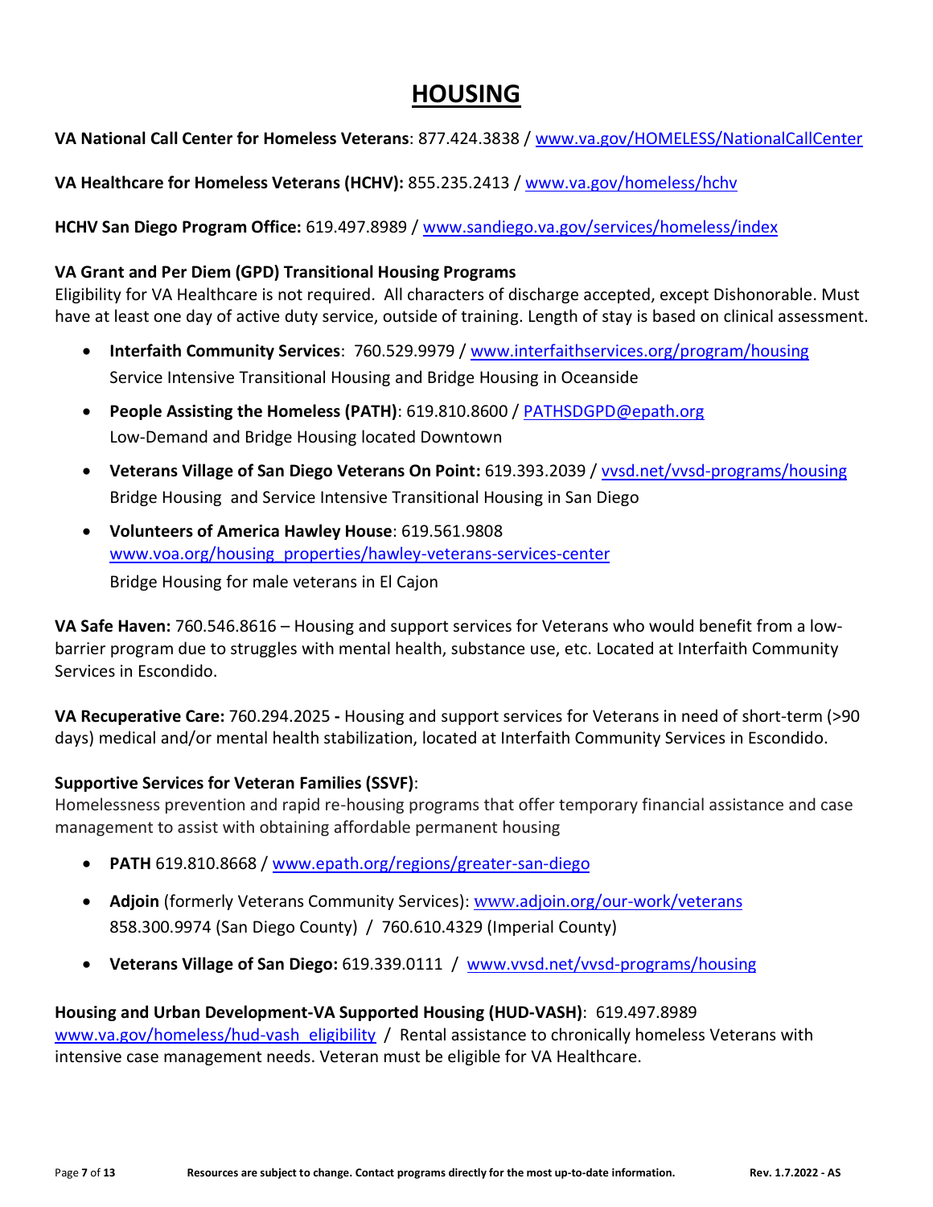# HOUSING

**VA National Call Center for Homeless Veterans**: 877.424.3838 / www.va.gov/HOMELESS/NationalCallCenter

**VA Healthcare for Homeless Veterans (HCHV):** 855.235.2413 / www.va.gov/homeless/hchv

**HCHV San Diego Program Office:** 619.497.8989 / www.sandiego.va.gov/services/homeless/index

**VA Grant and Per Diem (GPD) Transitional Housing Programs**
Eligibility for VA Healthcare is not required. All characters of discharge accepted, except Dishonorable. Must have at least one day of active duty service, outside of training. Length of stay is based on clinical assessment.

- **Interfaith Community Services**: 760.529.9979 / www.interfaithservices.org/program/housing
  Service Intensive Transitional Housing and Bridge Housing in Oceanside
- **People Assisting the Homeless (PATH)**: 619.810.8600 / PATHSDGPD@epath.org
  Low-Demand and Bridge Housing located Downtown
- **Veterans Village of San Diego Veterans On Point:** 619.393.2039 / vvsd.net/vvsd-programs/housing
  Bridge Housing and Service Intensive Transitional Housing in San Diego
- **Volunteers of America Hawley House**: 619.561.9808
  www.voa.org/housing_properties/hawley-veterans-services-center
  Bridge Housing for male veterans in El Cajon

**VA Safe Haven:** 760.546.8616 – Housing and support services for Veterans who would benefit from a low-barrier program due to struggles with mental health, substance use, etc. Located at Interfaith Community Services in Escondido.

**VA Recuperative Care:** 760.294.2025 **-** Housing and support services for Veterans in need of short-term (>90 days) medical and/or mental health stabilization, located at Interfaith Community Services in Escondido.

**Supportive Services for Veteran Families (SSVF)**:
Homelessness prevention and rapid re-housing programs that offer temporary financial assistance and case management to assist with obtaining affordable permanent housing

- **PATH** 619.810.8668 / www.epath.org/regions/greater-san-diego
- **Adjoin** (formerly Veterans Community Services): www.adjoin.org/our-work/veterans
  858.300.9974 (San Diego County) / 760.610.4329 (Imperial County)
- **Veterans Village of San Diego:** 619.339.0111 / www.vvsd.net/vvsd-programs/housing

**Housing and Urban Development-VA Supported Housing (HUD-VASH)**: 619.497.8989
www.va.gov/homeless/hud-vash_eligibility / Rental assistance to chronically homeless Veterans with intensive case management needs. Veteran must be eligible for VA Healthcare.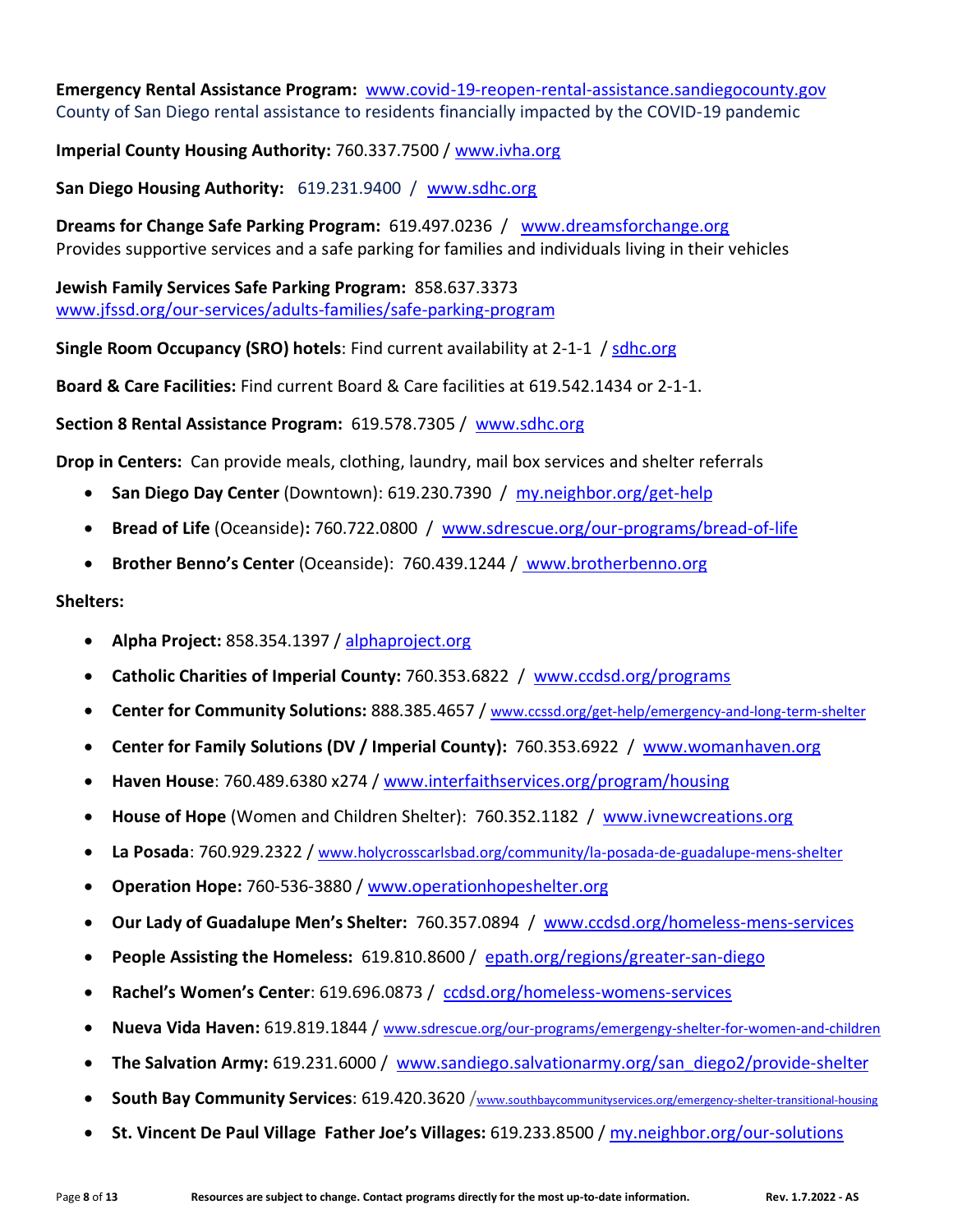**Emergency Rental Assistance Program:** www.covid-19-reopen-rental-assistance.sandiegocounty.gov
County of San Diego rental assistance to residents financially impacted by the COVID-19 pandemic

**Imperial County Housing Authority:** 760.337.7500 / www.ivha.org

**San Diego Housing Authority:** 619.231.9400 / www.sdhc.org

**Dreams for Change Safe Parking Program:** 619.497.0236 / www.dreamsforchange.org
Provides supportive services and a safe parking for families and individuals living in their vehicles

**Jewish Family Services Safe Parking Program:** 858.637.3373
www.jfssd.org/our-services/adults-families/safe-parking-program

**Single Room Occupancy (SRO) hotels**: Find current availability at 2-1-1 / sdhc.org

**Board & Care Facilities:** Find current Board & Care facilities at 619.542.1434 or 2-1-1.

**Section 8 Rental Assistance Program:** 619.578.7305 / www.sdhc.org

**Drop in Centers:** Can provide meals, clothing, laundry, mail box services and shelter referrals

- **San Diego Day Center** (Downtown): 619.230.7390 / my.neighbor.org/get-help
- **Bread of Life** (Oceanside)**:** 760.722.0800 / www.sdrescue.org/our-programs/bread-of-life
- **Brother Benno's Center** (Oceanside): 760.439.1244 / www.brotherbenno.org

**Shelters:**

- **Alpha Project:** 858.354.1397 / alphaproject.org
- **Catholic Charities of Imperial County:** 760.353.6822 / www.ccdsd.org/programs
- **Center for Community Solutions:** 888.385.4657 / www.ccssd.org/get-help/emergency-and-long-term-shelter
- **Center for Family Solutions (DV / Imperial County):** 760.353.6922 / www.womanhaven.org
- **Haven House**: 760.489.6380 x274 / www.interfaithservices.org/program/housing
- **House of Hope** (Women and Children Shelter): 760.352.1182 / www.ivnewcreations.org
- **La Posada**: 760.929.2322 / www.holycrosscarlsbad.org/community/la-posada-de-guadalupe-mens-shelter
- **Operation Hope:** 760-536-3880 / www.operationhopeshelter.org
- **Our Lady of Guadalupe Men's Shelter:** 760.357.0894 / www.ccdsd.org/homeless-mens-services
- **People Assisting the Homeless:** 619.810.8600 / epath.org/regions/greater-san-diego
- **Rachel's Women's Center**: 619.696.0873 / ccdsd.org/homeless-womens-services
- **Nueva Vida Haven:** 619.819.1844 / www.sdrescue.org/our-programs/emergengy-shelter-for-women-and-children
- **The Salvation Army:** 619.231.6000 / www.sandiego.salvationarmy.org/san_diego2/provide-shelter
- **South Bay Community Services**: 619.420.3620 /www.southbaycommunityservices.org/emergency-shelter-transitional-housing
- **St. Vincent De Paul Village Father Joe's Villages:** 619.233.8500 / my.neighbor.org/our-solutions

Resources are subject to change. Contact programs directly for the most up-to-date information.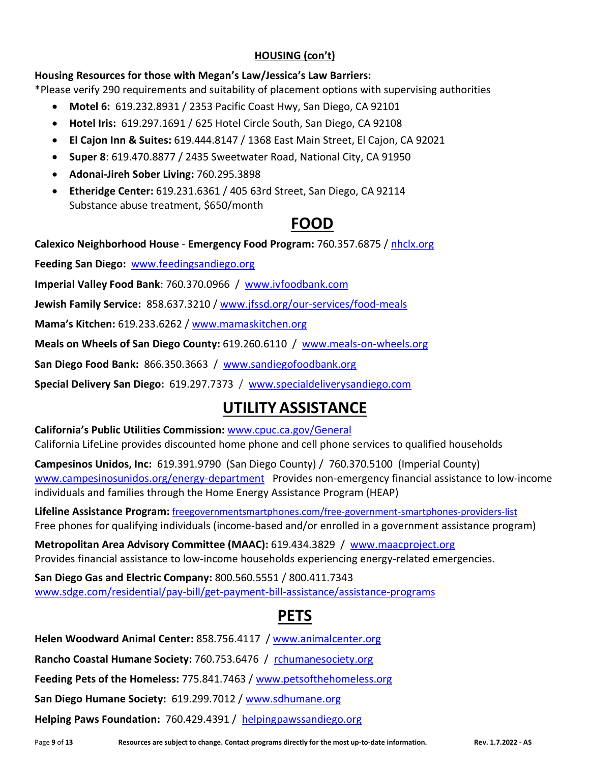## HOUSING (con't)

**Housing Resources for those with Megan's Law/Jessica's Law Barriers:**

*Please verify 290 requirements and suitability of placement options with supervising authorities

- **Motel 6:** 619.232.8931 / 2353 Pacific Coast Hwy, San Diego, CA 92101
- **Hotel Iris:** 619.297.1691 / 625 Hotel Circle South, San Diego, CA 92108
- **El Cajon Inn & Suites:** 619.444.8147 / 1368 East Main Street, El Cajon, CA 92021
- **Super 8**: 619.470.8877 / 2435 Sweetwater Road, National City, CA 91950
- **Adonai-Jireh Sober Living:** 760.295.3898
- **Etheridge Center:** 619.231.6361 / 405 63rd Street, San Diego, CA 92114
  Substance abuse treatment, $650/month

# FOOD

**Calexico Neighborhood House** - **Emergency Food Program:** 760.357.6875 / nhclx.org

**Feeding San Diego:** www.feedingsandiego.org

**Imperial Valley Food Bank**: 760.370.0966 / www.ivfoodbank.com

**Jewish Family Service:** 858.637.3210 / www.jfssd.org/our-services/food-meals

**Mama's Kitchen:** 619.233.6262 / www.mamaskitchen.org

**Meals on Wheels of San Diego County:** 619.260.6110 / www.meals-on-wheels.org

**San Diego Food Bank:** 866.350.3663 / www.sandiegofoodbank.org

**Special Delivery San Diego:** 619.297.7373 / www.specialdeliverysandiego.com

# UTILITY ASSISTANCE

**California's Public Utilities Commission:** www.cpuc.ca.gov/General
California LifeLine provides discounted home phone and cell phone services to qualified households

**Campesinos Unidos, Inc:** 619.391.9790 (San Diego County) / 760.370.5100 (Imperial County)
www.campesinosunidos.org/energy-department Provides non-emergency financial assistance to low-income individuals and families through the Home Energy Assistance Program (HEAP)

**Lifeline Assistance Program:** freegovernmentsmartphones.com/free-government-smartphones-providers-list
Free phones for qualifying individuals (income-based and/or enrolled in a government assistance program)

**Metropolitan Area Advisory Committee (MAAC):** 619.434.3829 / www.maacproject.org
Provides financial assistance to low-income households experiencing energy-related emergencies.

**San Diego Gas and Electric Company:** 800.560.5551 / 800.411.7343
www.sdge.com/residential/pay-bill/get-payment-bill-assistance/assistance-programs

# PETS

**Helen Woodward Animal Center:** 858.756.4117 / www.animalcenter.org

**Rancho Coastal Humane Society:** 760.753.6476 / rchumanesociety.org

**Feeding Pets of the Homeless:** 775.841.7463 / www.petsofthehomeless.org

**San Diego Humane Society:** 619.299.7012 / www.sdhumane.org

**Helping Paws Foundation:** 760.429.4391 / helpingpawssandiego.org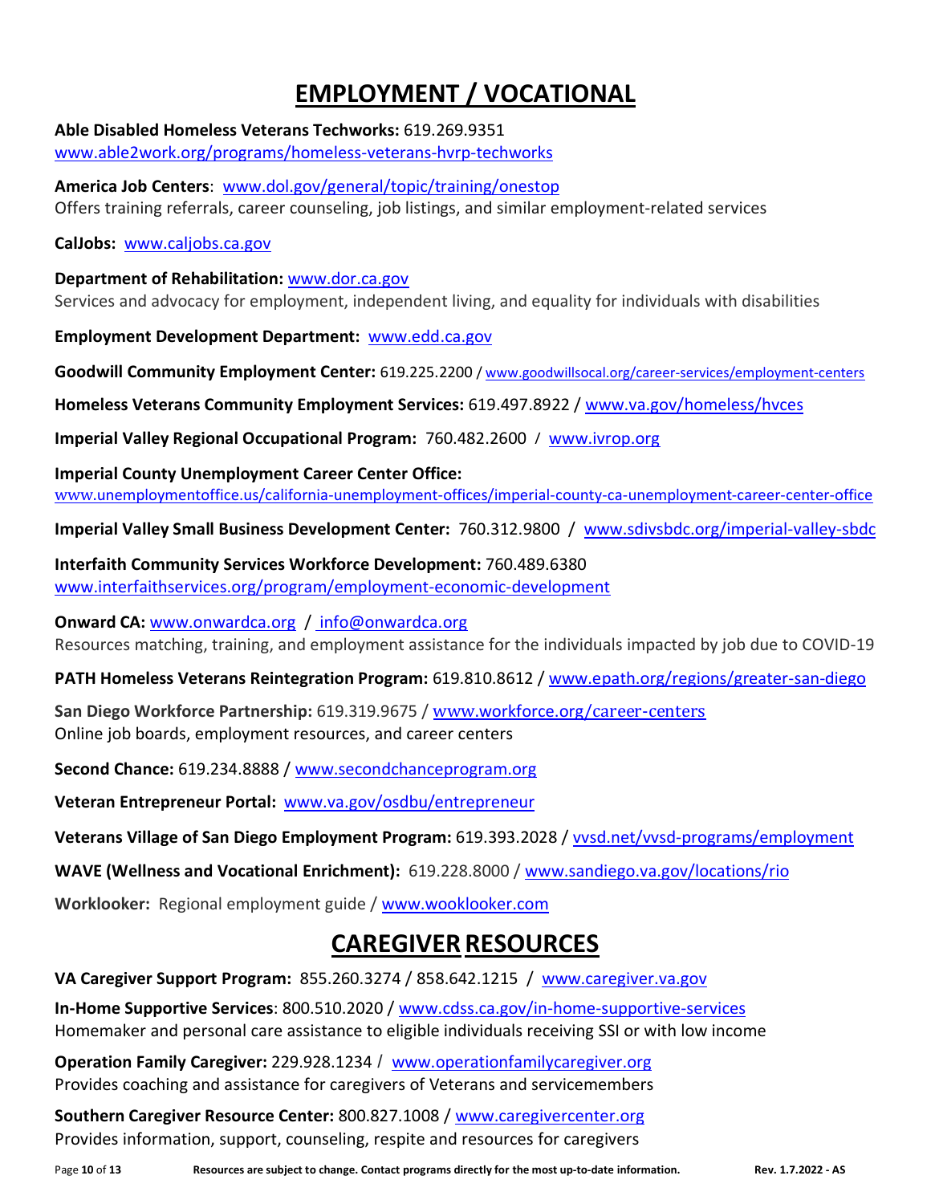# EMPLOYMENT / VOCATIONAL

**Able Disabled Homeless Veterans Techworks:** 619.269.9351
www.able2work.org/programs/homeless-veterans-hvrp-techworks

**America Job Centers**: www.dol.gov/general/topic/training/onestop
Offers training referrals, career counseling, job listings, and similar employment-related services

**CalJobs:** www.caljobs.ca.gov

**Department of Rehabilitation:** www.dor.ca.gov
Services and advocacy for employment, independent living, and equality for individuals with disabilities

**Employment Development Department:** www.edd.ca.gov

**Goodwill Community Employment Center:** 619.225.2200 / www.goodwillsocal.org/career-services/employment-centers

**Homeless Veterans Community Employment Services:** 619.497.8922 / www.va.gov/homeless/hvces

**Imperial Valley Regional Occupational Program:** 760.482.2600 / www.ivrop.org

**Imperial County Unemployment Career Center Office:**
www.unemploymentoffice.us/california-unemployment-offices/imperial-county-ca-unemployment-career-center-office

**Imperial Valley Small Business Development Center:** 760.312.9800 / www.sdivsbdc.org/imperial-valley-sbdc

**Interfaith Community Services Workforce Development:** 760.489.6380
www.interfaithservices.org/program/employment-economic-development

**Onward CA:** www.onwardca.org / info@onwardca.org
Resources matching, training, and employment assistance for the individuals impacted by job due to COVID-19

**PATH Homeless Veterans Reintegration Program:** 619.810.8612 / www.epath.org/regions/greater-san-diego

**San Diego Workforce Partnership:** 619.319.9675 / www.workforce.org/career-centers
Online job boards, employment resources, and career centers

**Second Chance:** 619.234.8888 / www.secondchanceprogram.org

**Veteran Entrepreneur Portal:** www.va.gov/osdbu/entrepreneur

**Veterans Village of San Diego Employment Program:** 619.393.2028 / vvsd.net/vvsd-programs/employment

**WAVE (Wellness and Vocational Enrichment):** 619.228.8000 / www.sandiego.va.gov/locations/rio

**Worklooker:** Regional employment guide / www.wooklooker.com

# CAREGIVER RESOURCES

**VA Caregiver Support Program:** 855.260.3274 / 858.642.1215 / www.caregiver.va.gov

**In-Home Supportive Services**: 800.510.2020 / www.cdss.ca.gov/in-home-supportive-services
Homemaker and personal care assistance to eligible individuals receiving SSI or with low income

**Operation Family Caregiver:** 229.928.1234 / www.operationfamilycaregiver.org
Provides coaching and assistance for caregivers of Veterans and servicemembers

**Southern Caregiver Resource Center:** 800.827.1008 / www.caregivercenter.org
Provides information, support, counseling, respite and resources for caregivers

Resources are subject to change. Contact programs directly for the most up-to-date information.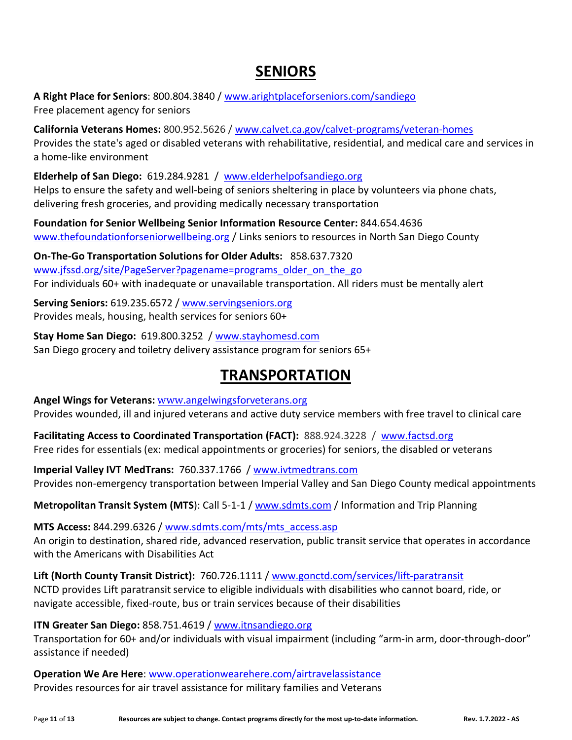# SENIORS

**A Right Place for Seniors**: 800.804.3840 / www.arightplaceforseniors.com/sandiego
Free placement agency for seniors

**California Veterans Homes:** 800.952.5626 / www.calvet.ca.gov/calvet-programs/veteran-homes
Provides the state's aged or disabled veterans with rehabilitative, residential, and medical care and services in a home-like environment

**Elderhelp of San Diego:** 619.284.9281 / www.elderhelpofsandiego.org
Helps to ensure the safety and well-being of seniors sheltering in place by volunteers via phone chats, delivering fresh groceries, and providing medically necessary transportation

**Foundation for Senior Wellbeing Senior Information Resource Center:** 844.654.4636
www.thefoundationforseniorwellbeing.org / Links seniors to resources in North San Diego County

**On-The-Go Transportation Solutions for Older Adults:** 858.637.7320
www.jfssd.org/site/PageServer?pagename=programs_older_on_the_go
For individuals 60+ with inadequate or unavailable transportation. All riders must be mentally alert

**Serving Seniors:** 619.235.6572 / www.servingseniors.org
Provides meals, housing, health services for seniors 60+

**Stay Home San Diego:** 619.800.3252 / www.stayhomesd.com
San Diego grocery and toiletry delivery assistance program for seniors 65+

# TRANSPORTATION

**Angel Wings for Veterans:** www.angelwingsforveterans.org
Provides wounded, ill and injured veterans and active duty service members with free travel to clinical care

**Facilitating Access to Coordinated Transportation (FACT):** 888.924.3228 / www.factsd.org
Free rides for essentials (ex: medical appointments or groceries) for seniors, the disabled or veterans

**Imperial Valley IVT MedTrans:** 760.337.1766 / www.ivtmedtrans.com
Provides non-emergency transportation between Imperial Valley and San Diego County medical appointments

**Metropolitan Transit System (MTS**): Call 5-1-1 / www.sdmts.com / Information and Trip Planning

**MTS Access:** 844.299.6326 / www.sdmts.com/mts/mts_access.asp
An origin to destination, shared ride, advanced reservation, public transit service that operates in accordance with the Americans with Disabilities Act

**Lift (North County Transit District):** 760.726.1111 / www.gonctd.com/services/lift-paratransit
NCTD provides Lift paratransit service to eligible individuals with disabilities who cannot board, ride, or navigate accessible, fixed-route, bus or train services because of their disabilities

**ITN Greater San Diego:** 858.751.4619 / www.itnsandiego.org
Transportation for 60+ and/or individuals with visual impairment (including "arm-in arm, door-through-door" assistance if needed)

**Operation We Are Here**: www.operationwearehere.com/airtravelassistance
Provides resources for air travel assistance for military families and Veterans

Resources are subject to change. Contact programs directly for the most up-to-date information.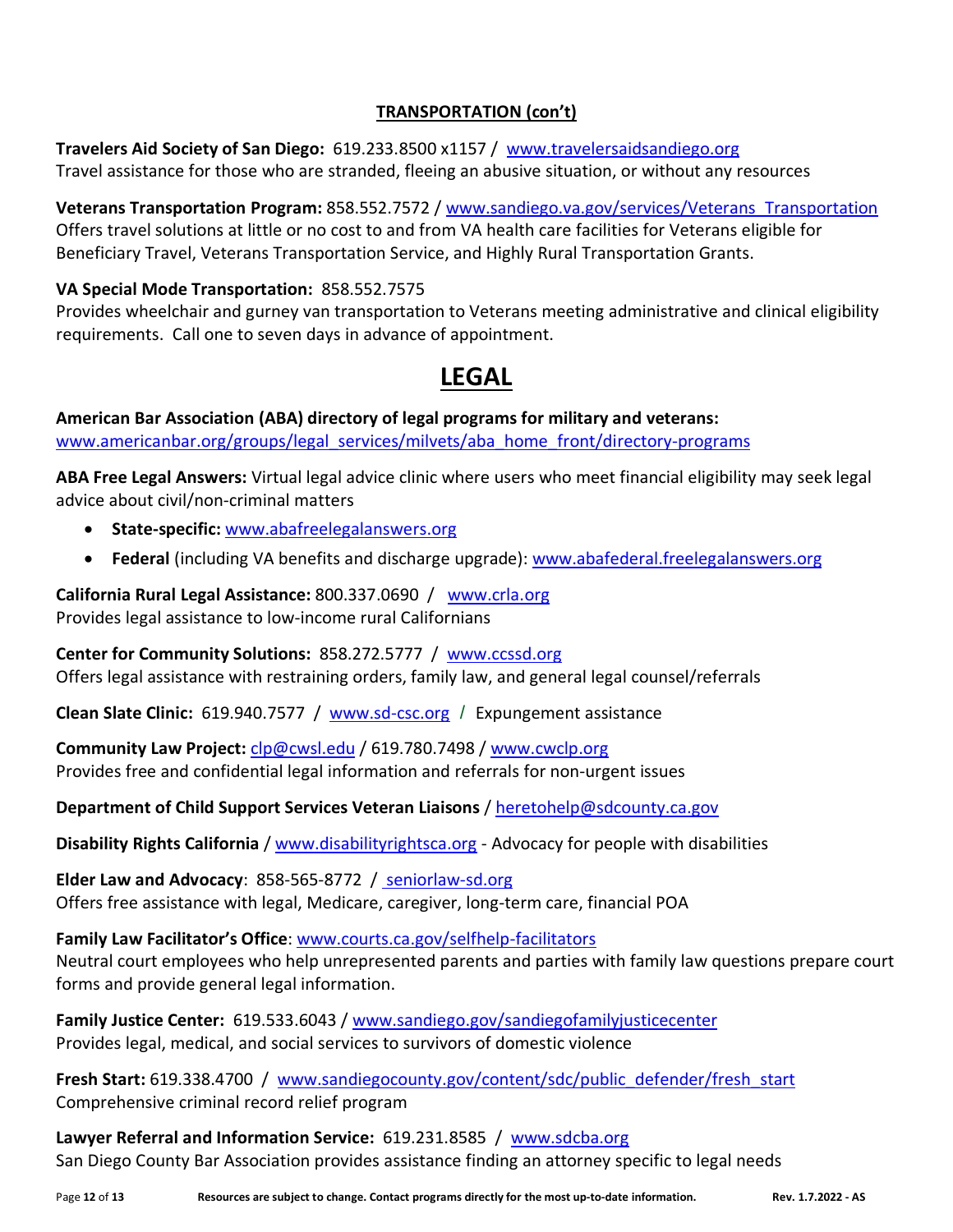## TRANSPORTATION (con't)

**Travelers Aid Society of San Diego:** 619.233.8500 x1157 / www.travelersaidsandiego.org
Travel assistance for those who are stranded, fleeing an abusive situation, or without any resources

**Veterans Transportation Program:** 858.552.7572 / www.sandiego.va.gov/services/Veterans_Transportation
Offers travel solutions at little or no cost to and from VA health care facilities for Veterans eligible for Beneficiary Travel, Veterans Transportation Service, and Highly Rural Transportation Grants.

**VA Special Mode Transportation:** 858.552.7575
Provides wheelchair and gurney van transportation to Veterans meeting administrative and clinical eligibility requirements. Call one to seven days in advance of appointment.

# LEGAL

**American Bar Association (ABA) directory of legal programs for military and veterans:**
www.americanbar.org/groups/legal_services/milvets/aba_home_front/directory-programs

**ABA Free Legal Answers:** Virtual legal advice clinic where users who meet financial eligibility may seek legal advice about civil/non-criminal matters

- **State-specific:** www.abafreelegalanswers.org
- **Federal** (including VA benefits and discharge upgrade): www.abafederal.freelegalanswers.org

**California Rural Legal Assistance:** 800.337.0690 / www.crla.org
Provides legal assistance to low-income rural Californians

**Center for Community Solutions:** 858.272.5777 / www.ccssd.org
Offers legal assistance with restraining orders, family law, and general legal counsel/referrals

**Clean Slate Clinic:** 619.940.7577 / www.sd-csc.org / Expungement assistance

**Community Law Project:** clp@cwsl.edu / 619.780.7498 / www.cwclp.org
Provides free and confidential legal information and referrals for non-urgent issues

**Department of Child Support Services Veteran Liaisons** / heretohelp@sdcounty.ca.gov

**Disability Rights California** / www.disabilityrightsca.org - Advocacy for people with disabilities

**Elder Law and Advocacy**: 858-565-8772 / seniorlaw-sd.org
Offers free assistance with legal, Medicare, caregiver, long-term care, financial POA

**Family Law Facilitator's Office**: www.courts.ca.gov/selfhelp-facilitators
Neutral court employees who help unrepresented parents and parties with family law questions prepare court forms and provide general legal information.

**Family Justice Center:** 619.533.6043 / www.sandiego.gov/sandiegofamilyjusticecenter
Provides legal, medical, and social services to survivors of domestic violence

**Fresh Start:** 619.338.4700 / www.sandiegocounty.gov/content/sdc/public_defender/fresh_start
Comprehensive criminal record relief program

**Lawyer Referral and Information Service:** 619.231.8585 / www.sdcba.org
San Diego County Bar Association provides assistance finding an attorney specific to legal needs

Resources are subject to change. Contact programs directly for the most up-to-date information.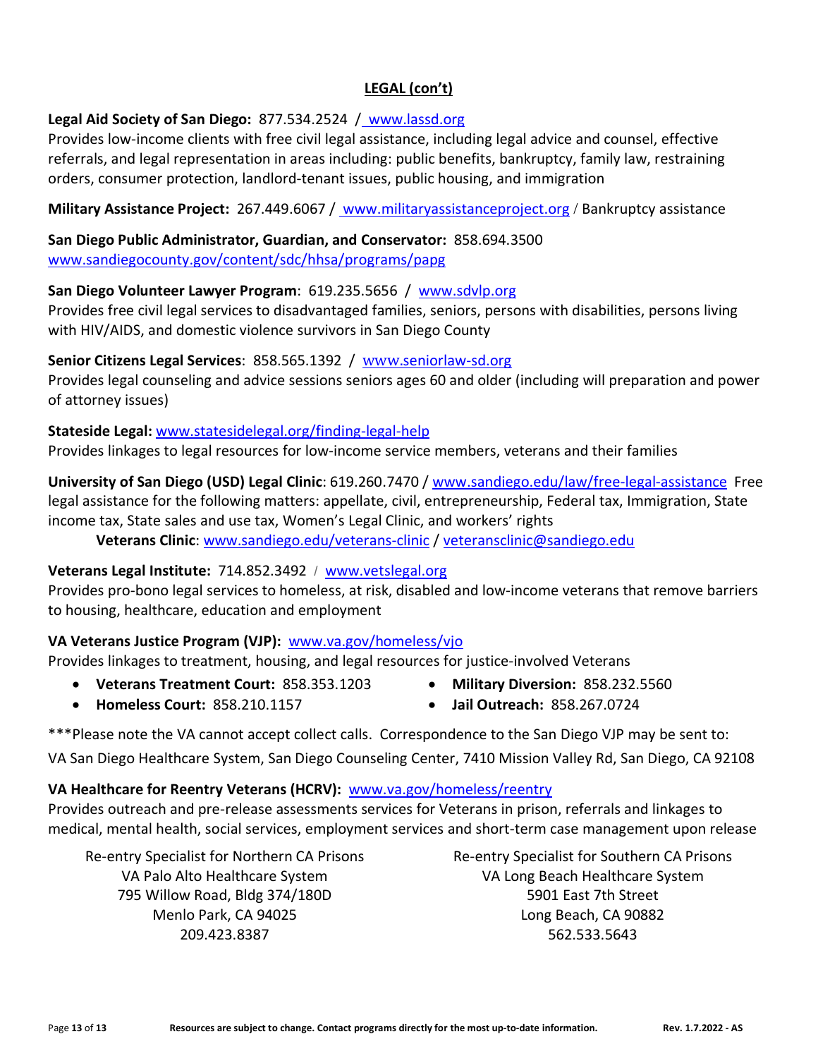## LEGAL (con't)

**Legal Aid Society of San Diego:** 877.534.2524 / www.lassd.org
Provides low-income clients with free civil legal assistance, including legal advice and counsel, effective referrals, and legal representation in areas including: public benefits, bankruptcy, family law, restraining orders, consumer protection, landlord-tenant issues, public housing, and immigration

**Military Assistance Project:** 267.449.6067 / www.militaryassistanceproject.org / Bankruptcy assistance

**San Diego Public Administrator, Guardian, and Conservator:** 858.694.3500
www.sandiegocounty.gov/content/sdc/hhsa/programs/papg

**San Diego Volunteer Lawyer Program**: 619.235.5656 / www.sdvlp.org
Provides free civil legal services to disadvantaged families, seniors, persons with disabilities, persons living with HIV/AIDS, and domestic violence survivors in San Diego County

**Senior Citizens Legal Services**: 858.565.1392 / www.seniorlaw-sd.org
Provides legal counseling and advice sessions seniors ages 60 and older (including will preparation and power of attorney issues)

**Stateside Legal:** www.statesidelegal.org/finding-legal-help
Provides linkages to legal resources for low-income service members, veterans and their families

**University of San Diego (USD) Legal Clinic**: 619.260.7470 / www.sandiego.edu/law/free-legal-assistance Free legal assistance for the following matters: appellate, civil, entrepreneurship, Federal tax, Immigration, State income tax, State sales and use tax, Women's Legal Clinic, and workers' rights

**Veterans Clinic**: www.sandiego.edu/veterans-clinic / veteransclinic@sandiego.edu

**Veterans Legal Institute:** 714.852.3492 / www.vetslegal.org
Provides pro-bono legal services to homeless, at risk, disabled and low-income veterans that remove barriers to housing, healthcare, education and employment

**VA Veterans Justice Program (VJP):** www.va.gov/homeless/vjo
Provides linkages to treatment, housing, and legal resources for justice-involved Veterans

- **Veterans Treatment Court:** 858.353.1203
- **Homeless Court:** 858.210.1157
- **Military Diversion:** 858.232.5560
- **Jail Outreach:** 858.267.0724

***Please note the VA cannot accept collect calls. Correspondence to the San Diego VJP may be sent to:
VA San Diego Healthcare System, San Diego Counseling Center, 7410 Mission Valley Rd, San Diego, CA 92108

**VA Healthcare for Reentry Veterans (HCRV):** www.va.gov/homeless/reentry
Provides outreach and pre-release assessments services for Veterans in prison, referrals and linkages to medical, mental health, social services, employment services and short-term case management upon release

Re-entry Specialist for Northern CA Prisons
VA Palo Alto Healthcare System
795 Willow Road, Bldg 374/180D
Menlo Park, CA 94025
209.423.8387

Re-entry Specialist for Southern CA Prisons
VA Long Beach Healthcare System
5901 East 7th Street
Long Beach, CA 90882
562.533.5643

Resources are subject to change. Contact programs directly for the most up-to-date information. Rev. 1.7.2022 - AS